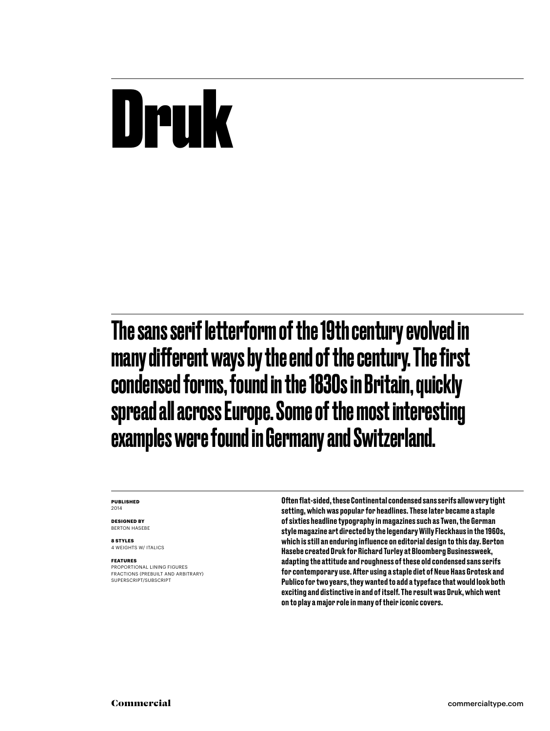# Druk

## The sans serif letterform of the 19th century evolved in many different ways by the end of the century. The first condensed forms, found in the 1830s in Britain, quickly spread all across Europe. Some of the most interesting examples were found in Germany and Switzerland.

**PUBLISHED**
2014

**DESIGNED BY**
BERTON HASEBE

**8 STYLES**
4 WEIGHTS W/ ITALICS

**FEATURES**
PROPORTIONAL LINING FIGURES
FRACTIONS (PREBUILT AND ARBITRARY)
SUPERSCRIPT/SUBSCRIPT

Often flat-sided, these Continental condensed sans serifs allow very tight setting, which was popular for headlines. These later became a staple of sixties headline typography in magazines such as Twen, the German style magazine art directed by the legendary Willy Fleckhaus in the 1960s, which is still an enduring influence on editorial design to this day. Berton Hasebe created Druk for Richard Turley at Bloomberg Businessweek, adapting the attitude and roughness of these old condensed sans serifs for contemporary use. After using a staple diet of Neue Haas Grotesk and Publico for two years, they wanted to add a typeface that would look both exciting and distinctive in and of itself. The result was Druk, which went on to play a major role in many of their iconic covers.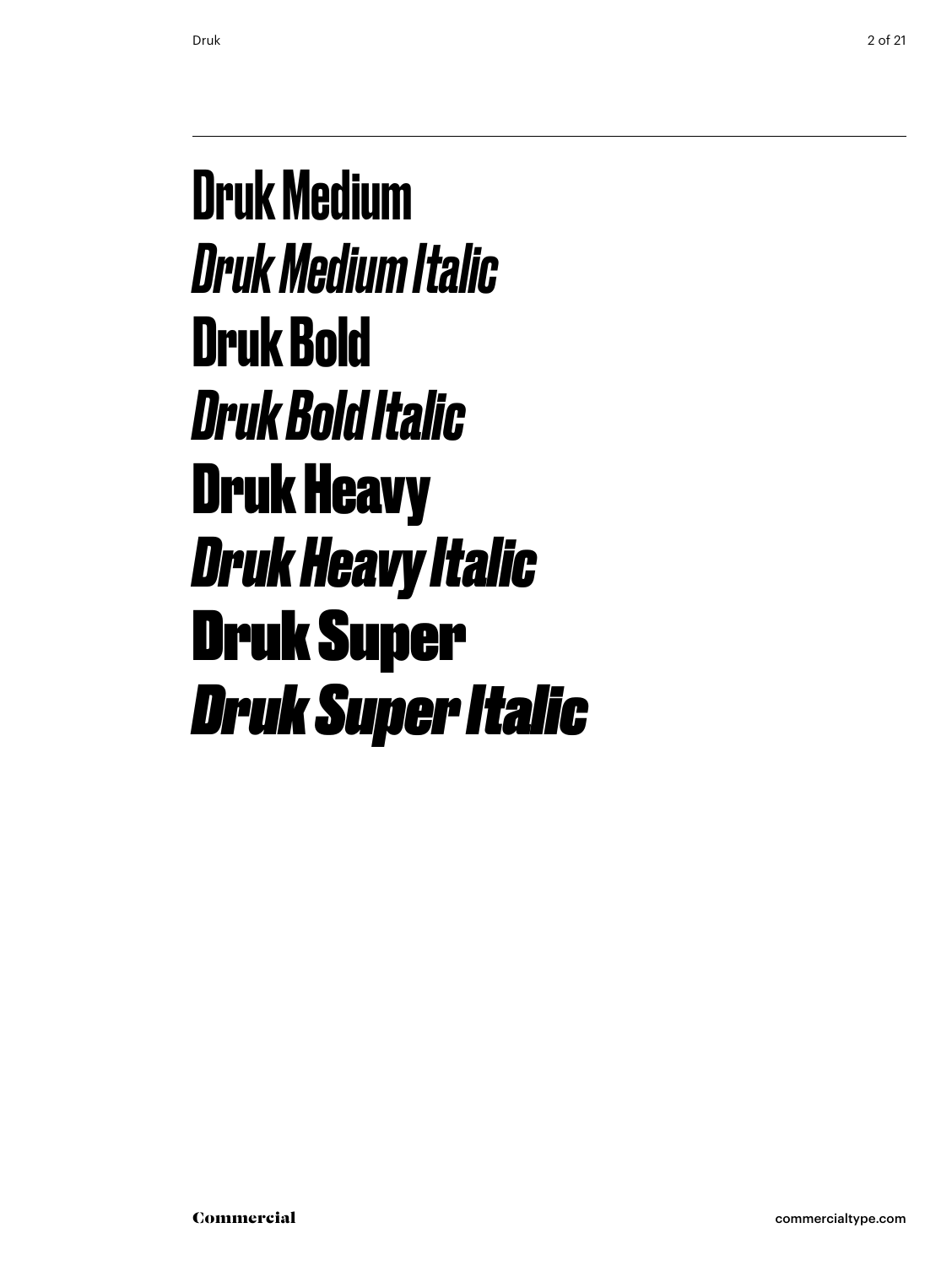Druk Medium

*Druk Medium Italic*

Druk Bold

*Druk Bold Italic*

Druk Heavy

*Druk Heavy Italic*

Druk Super

*Druk Super Italic*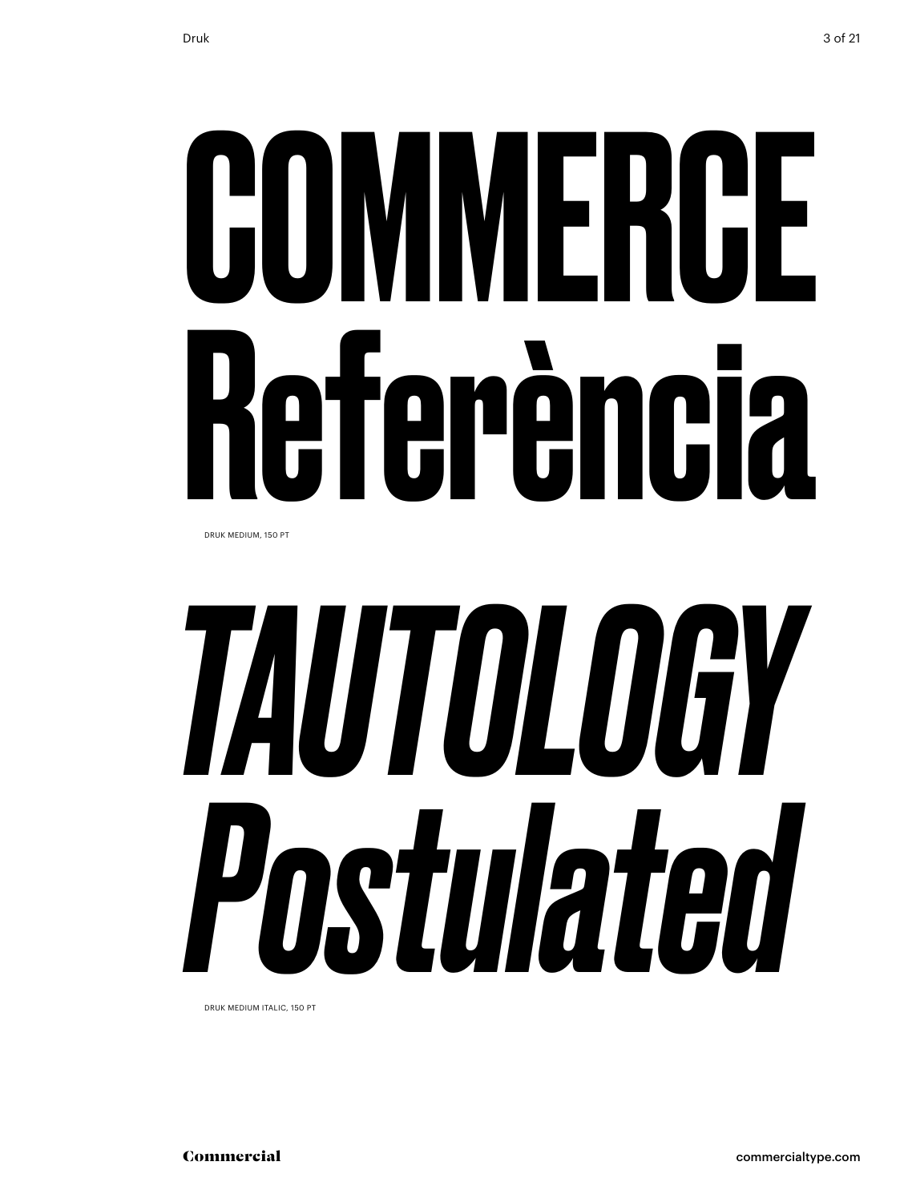# COMMERCE Referència

DRUK MEDIUM, 150 PT

# *TAUTOLOGY Postulated*

DRUK MEDIUM ITALIC, 150 PT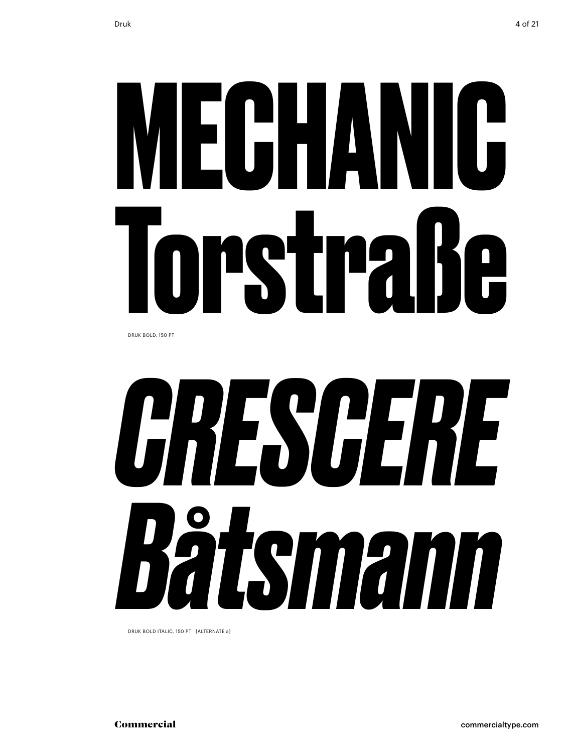MECHANIC
Torstraße

DRUK BOLD, 150 PT

*CRESCERE*
*Båtsmann*

DRUK BOLD ITALIC, 150 PT [ALTERNATE a]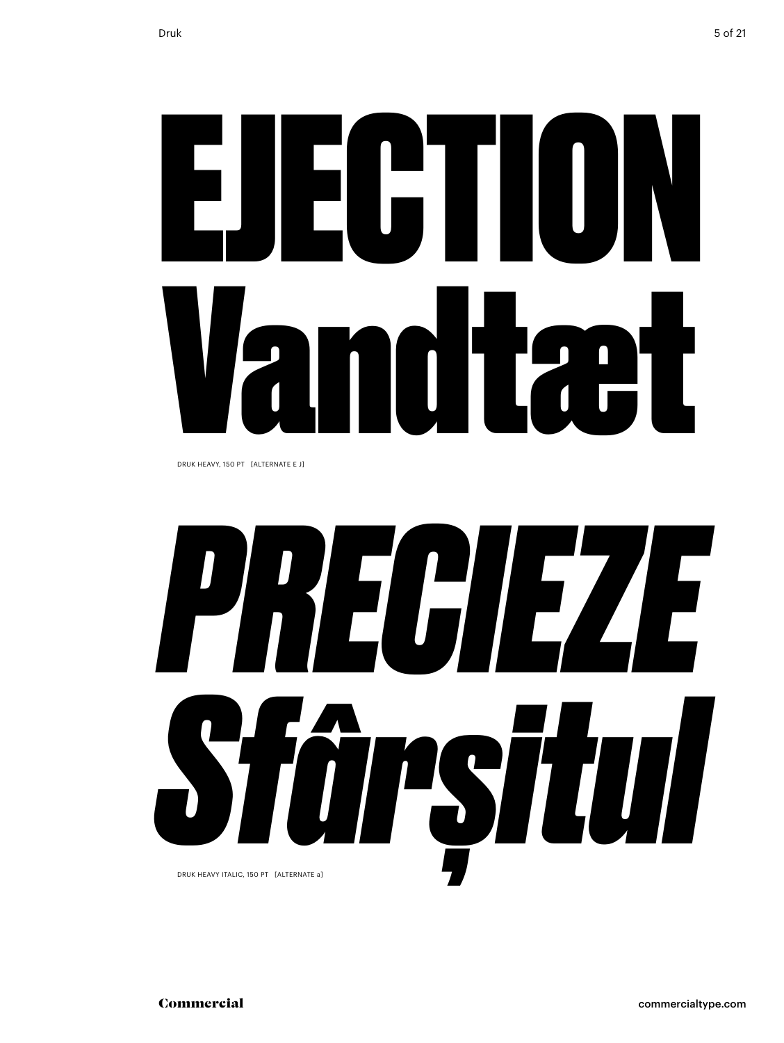# EJECTION Vandtæt

DRUK HEAVY, 150 PT [ALTERNATE E J]

# *PRECIEZE Sfârșitul*

DRUK HEAVY ITALIC, 150 PT [ALTERNATE a]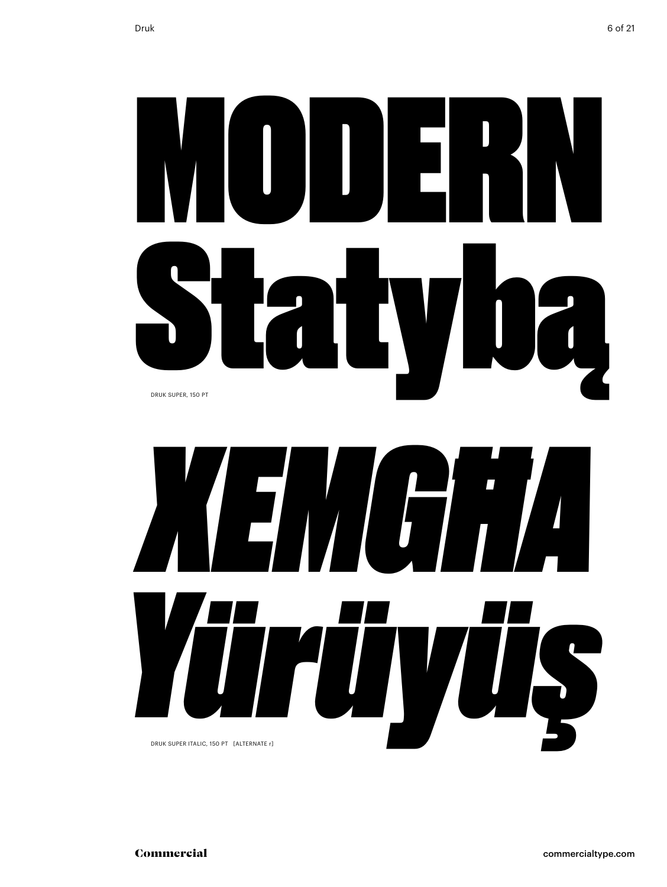MODERN
Statybą

DRUK SUPER, 150 PT

*ХЕМGĦA*
*Yürüyüş*

DRUK SUPER ITALIC, 150 PT [ALTERNATE r]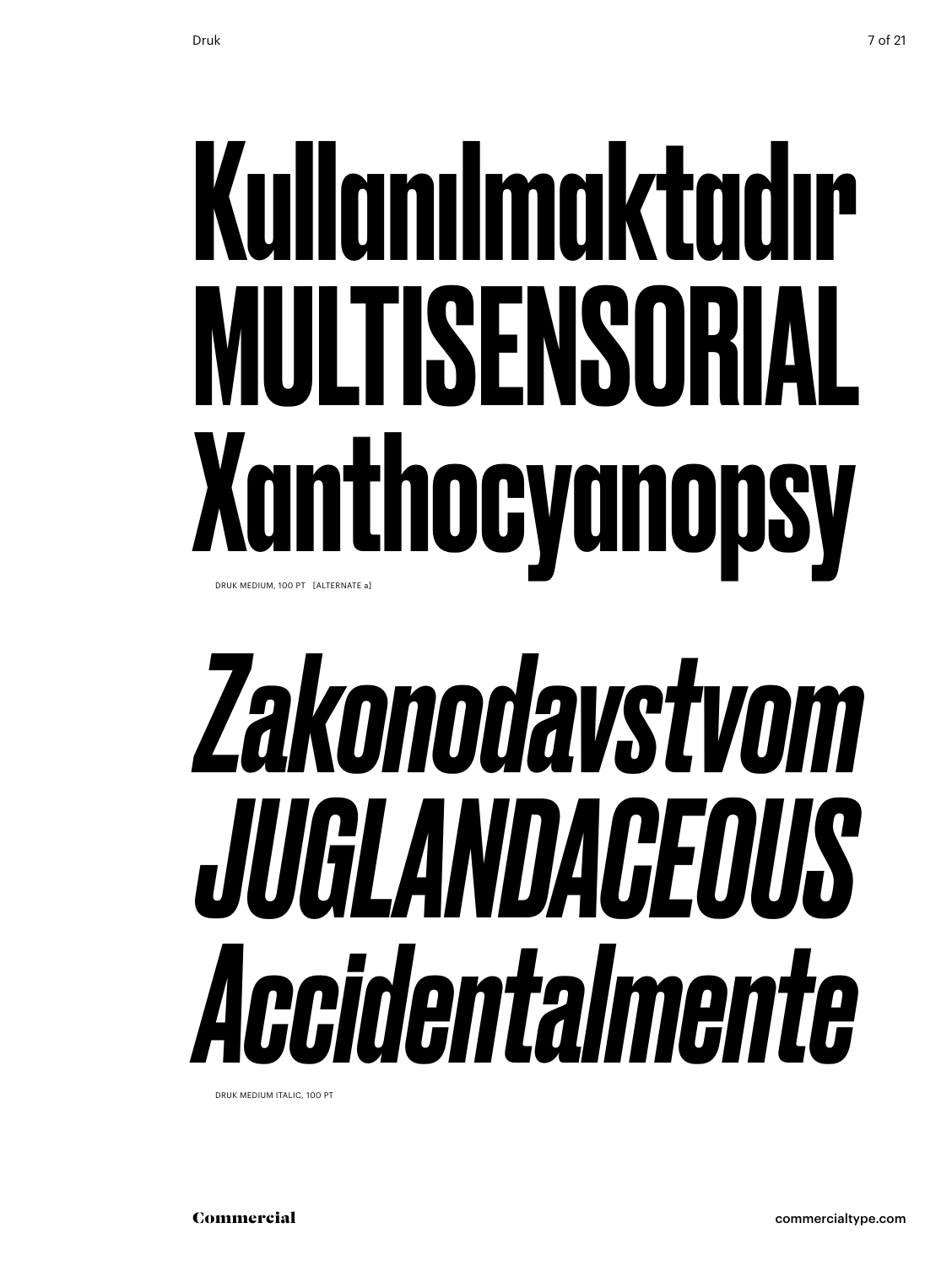Kullanılmaktadır
MULTISENSORIAL
Xanthocyanopsy

DRUK MEDIUM, 100 PT [ALTERNATE a]

*Zakonodavstvom*
*JUGLANDACEOUS*
*Accidentalmente*

DRUK MEDIUM ITALIC, 100 PT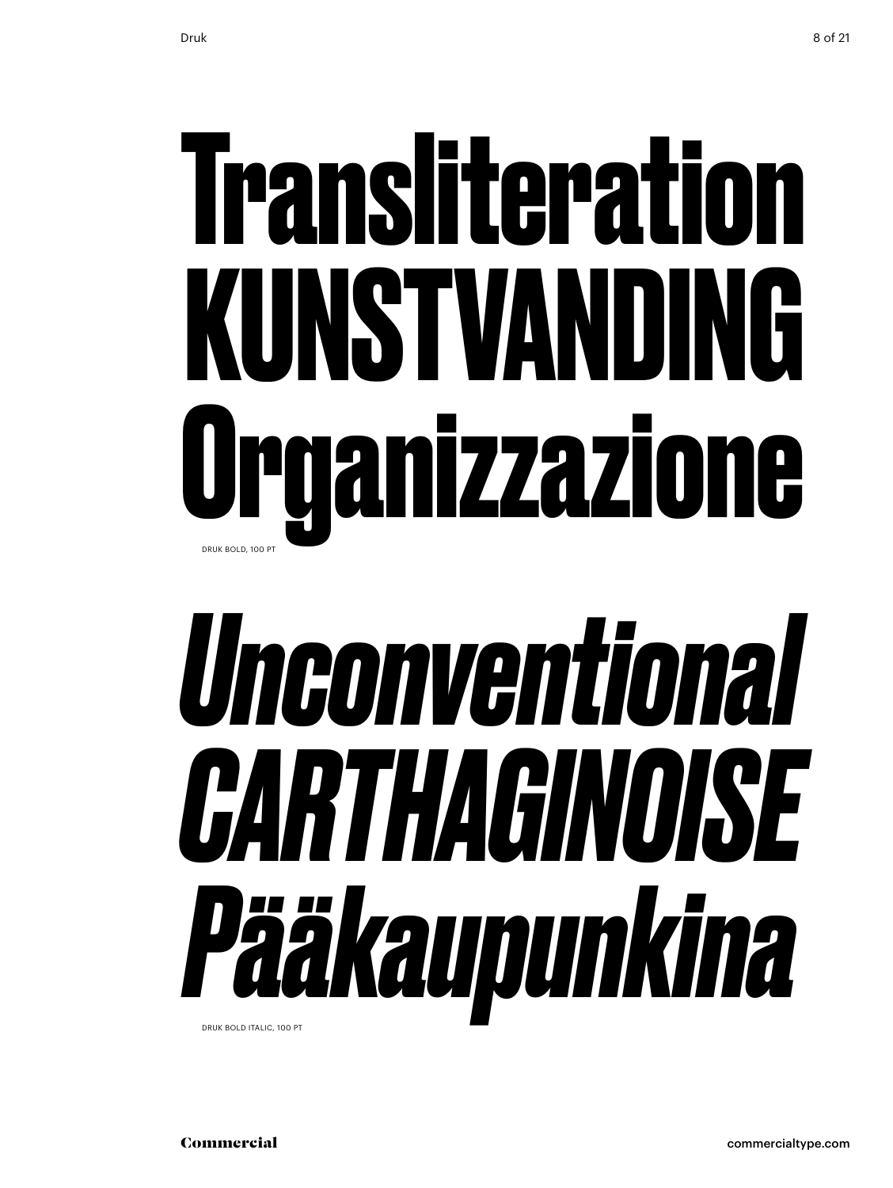# Transliteration KUNSTVANDING Organizzazione

DRUK BOLD, 100 PT

# *Unconventional CARTHAGINOISE Pääkaupunkina*

DRUK BOLD ITALIC, 100 PT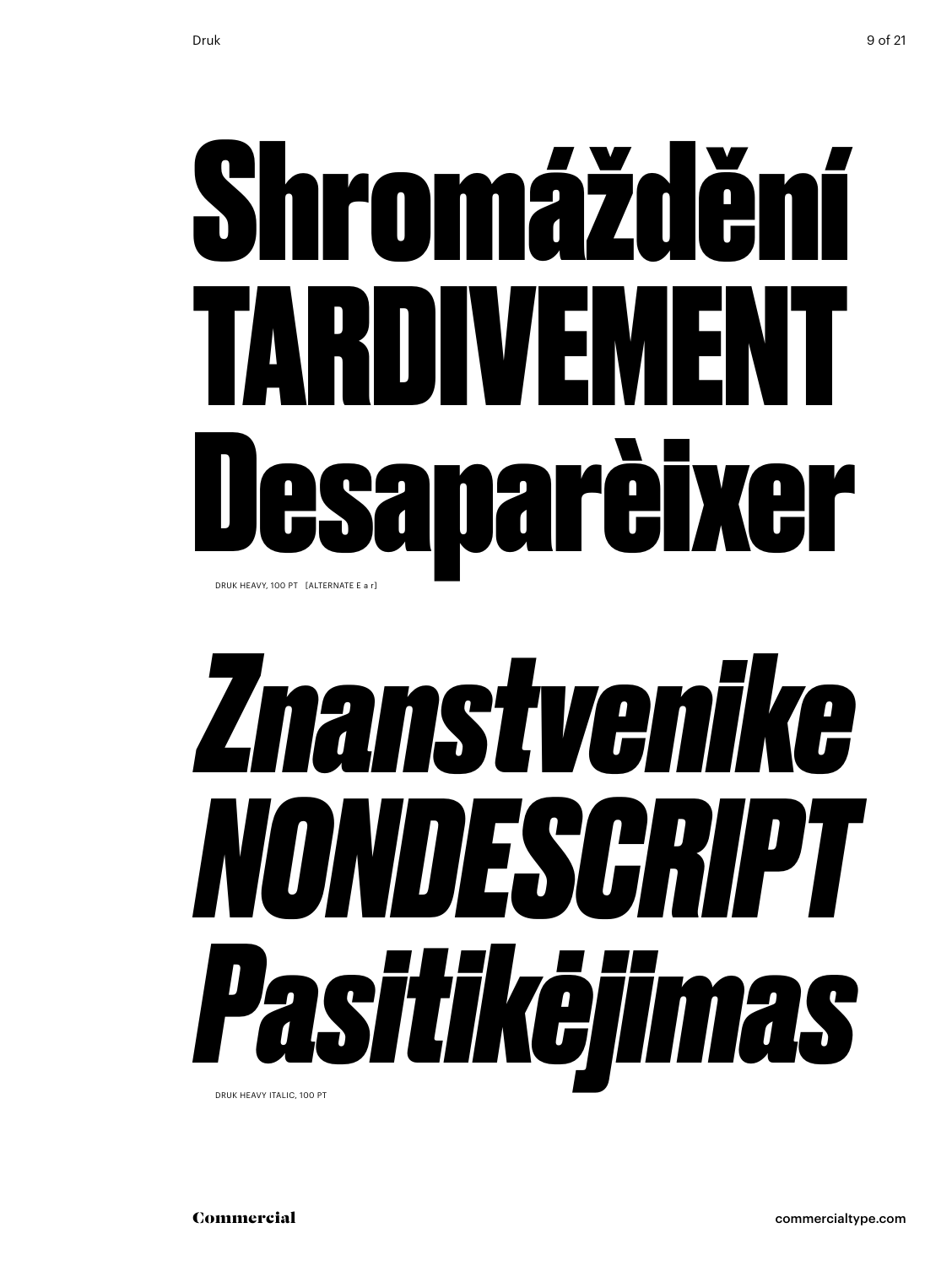# Shromáždění
# TARDIVEMENT
# Desaparèixer

DRUK HEAVY, 100 PT [ALTERNATE E a r]

# *Znanstvenike*
# *NONDESCRIPT*
# *Pasitikėjimas*

DRUK HEAVY ITALIC, 100 PT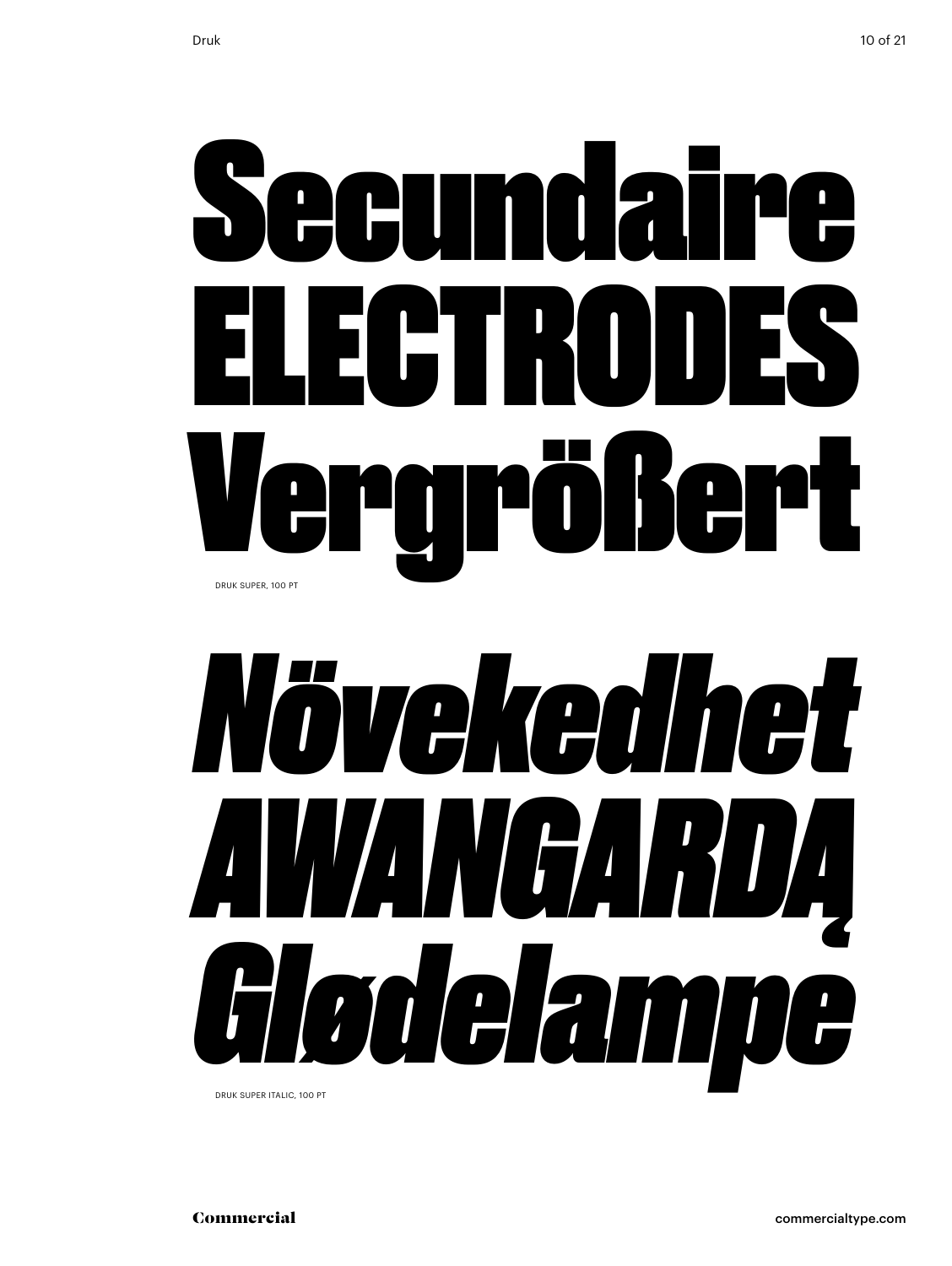# Secundaire
# ELECTRODES
# Vergrößert

DRUK SUPER, 100 PT

# *Növekedhet*
# *AWANGARDĄ*
# *Glødelampe*

DRUK SUPER ITALIC, 100 PT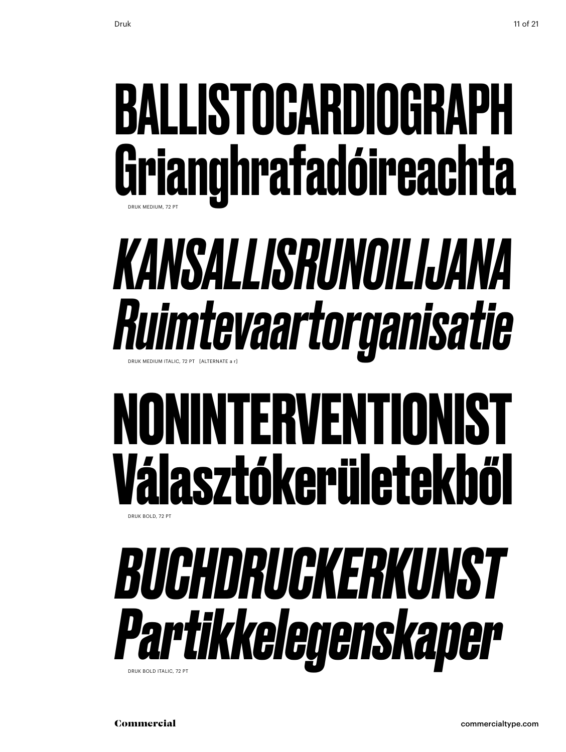BALLISTOCARDIOGRAPH
Grianghrafadóireachta

DRUK MEDIUM, 72 PT

*KANSALLISRUNOILIJANA*
*Ruimtevaartorganisatie*

DRUK MEDIUM ITALIC, 72 PT [ALTERNATE a r]

**NONINTERVENTIONIST**
**Választókerületekből**

DRUK BOLD, 72 PT

***BUCHDRUCKERKUNST***
***Partikkelegenskaper***

DRUK BOLD ITALIC, 72 PT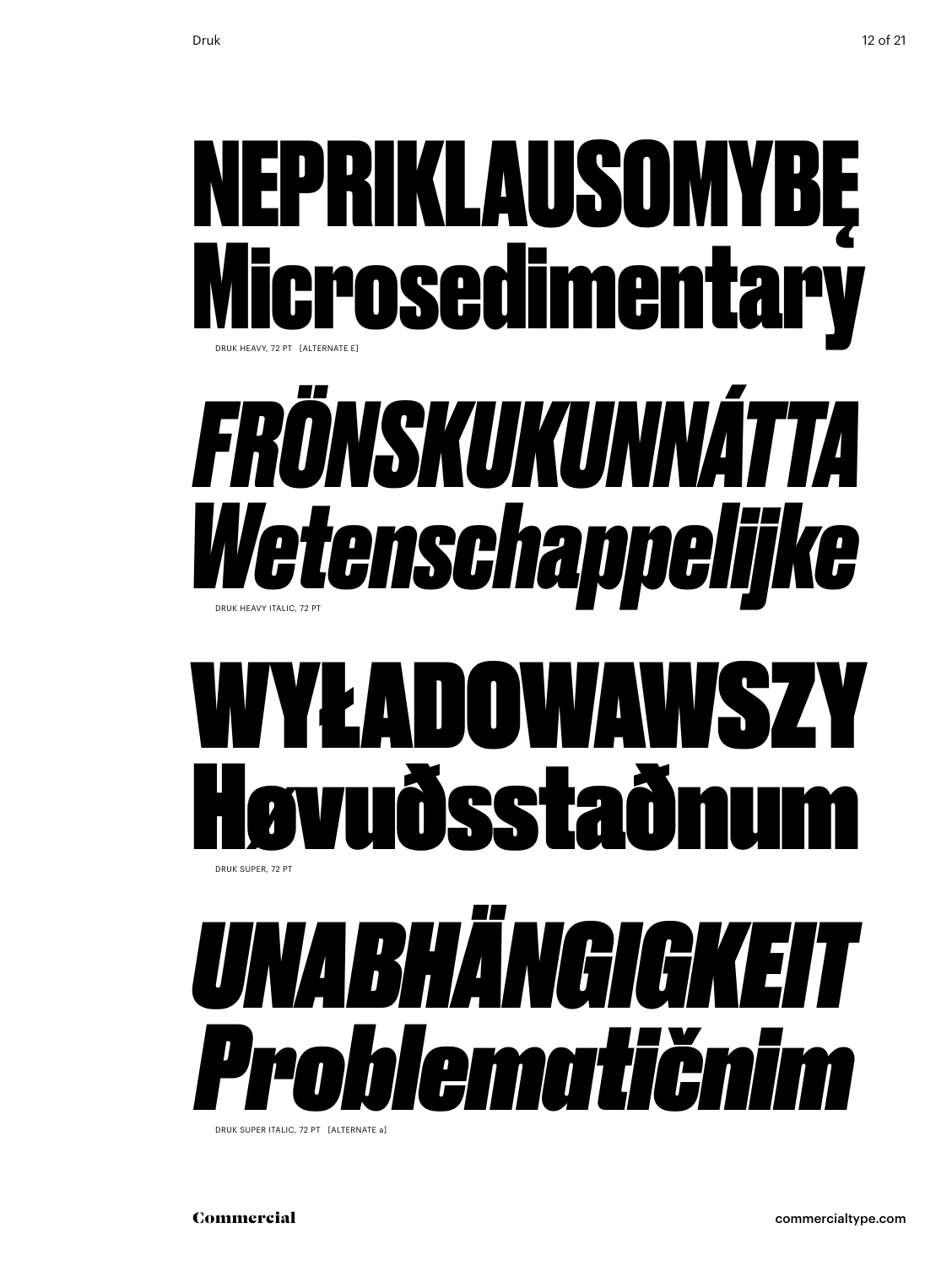NEPRIKLAUSOMYBĘ
Microsedimentary

DRUK HEAVY, 72 PT [ALTERNATE E]

*FRÖNSKUKUNNÁTTA*
*Wetenschappelijke*

DRUK HEAVY ITALIC, 72 PT

WYŁADOWAWSZY
Høvuðsstaðnum

DRUK SUPER, 72 PT

*UNABHÄNGIGKEIT*
*Problematičnim*

DRUK SUPER ITALIC, 72 PT [ALTERNATE a]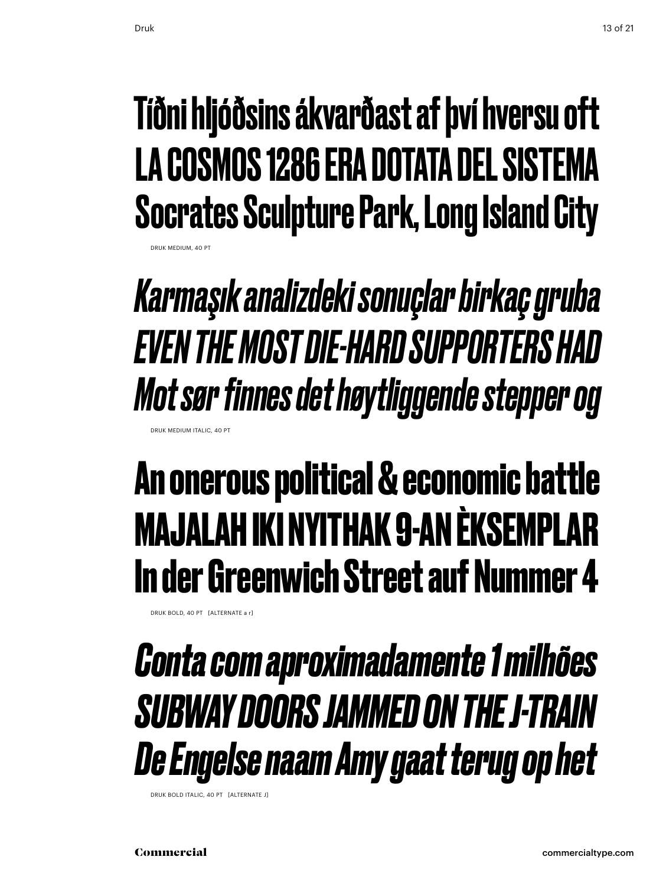Tíðni hljóðsins ákvarðast af því hversu oft
LA COSMOS 1286 ERA DOTATA DEL SISTEMA
Socrates Sculpture Park, Long Island City

DRUK MEDIUM, 40 PT

*Karmaşık analizdeki sonuçlar birkaç gruba*
*EVEN THE MOST DIE-HARD SUPPORTERS HAD*
*Mot sør finnes det høytliggende stepper og*

DRUK MEDIUM ITALIC, 40 PT

**An onerous political & economic battle**
**MAJALAH IKI NYITHAK 9-AN ÈKSEMPLAR**
**In der Greenwich Street auf Nummer 4**

DRUK BOLD, 40 PT [ALTERNATE a r]

***Conta com aproximadamente 1 milhões***
***SUBWAY DOORS JAMMED ON THE J-TRAIN***
***De Engelse naam Amy gaat terug op het***

DRUK BOLD ITALIC, 40 PT [ALTERNATE J]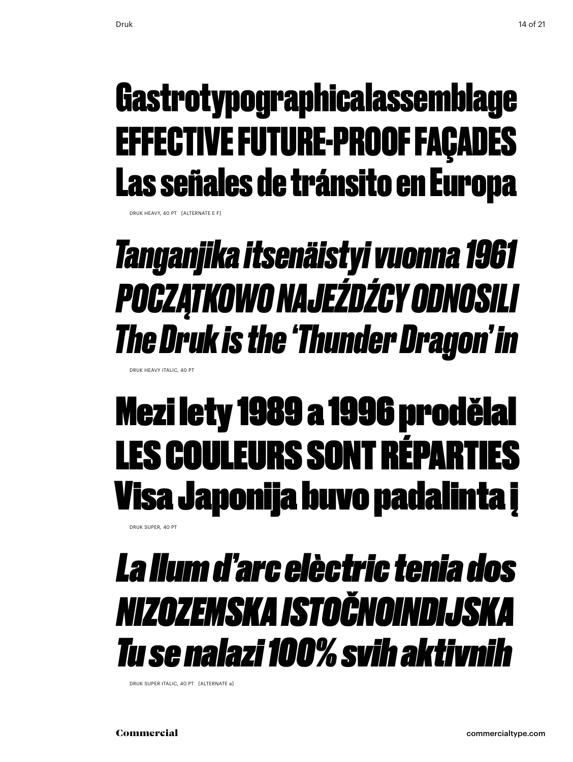Gastrotypographicalassemblage
EFFECTIVE FUTURE-PROOF FAÇADES
Las señales de tránsito en Europa

DRUK HEAVY, 40 PT [ALTERNATE E F]

*Tanganjika itsenäistyi vuonna 1961*
*POCZĄTKOWO NAJEŹDŹCY ODNOSILI*
*The Druk is the 'Thunder Dragon' in*

DRUK HEAVY ITALIC, 40 PT

Mezi lety 1989 a 1996 prodělal
LES COULEURS SONT RÉPARTIES
Visa Japonija buvo padalinta į

DRUK SUPER, 40 PT

*La llum d'arc elèctric tenia dos*
*NIZOZEMSKA ISTOČNOINDIJSKA*
*Tu se nalazi 100% svih aktivnih*

DRUK SUPER ITALIC, 40 PT [ALTERNATE a]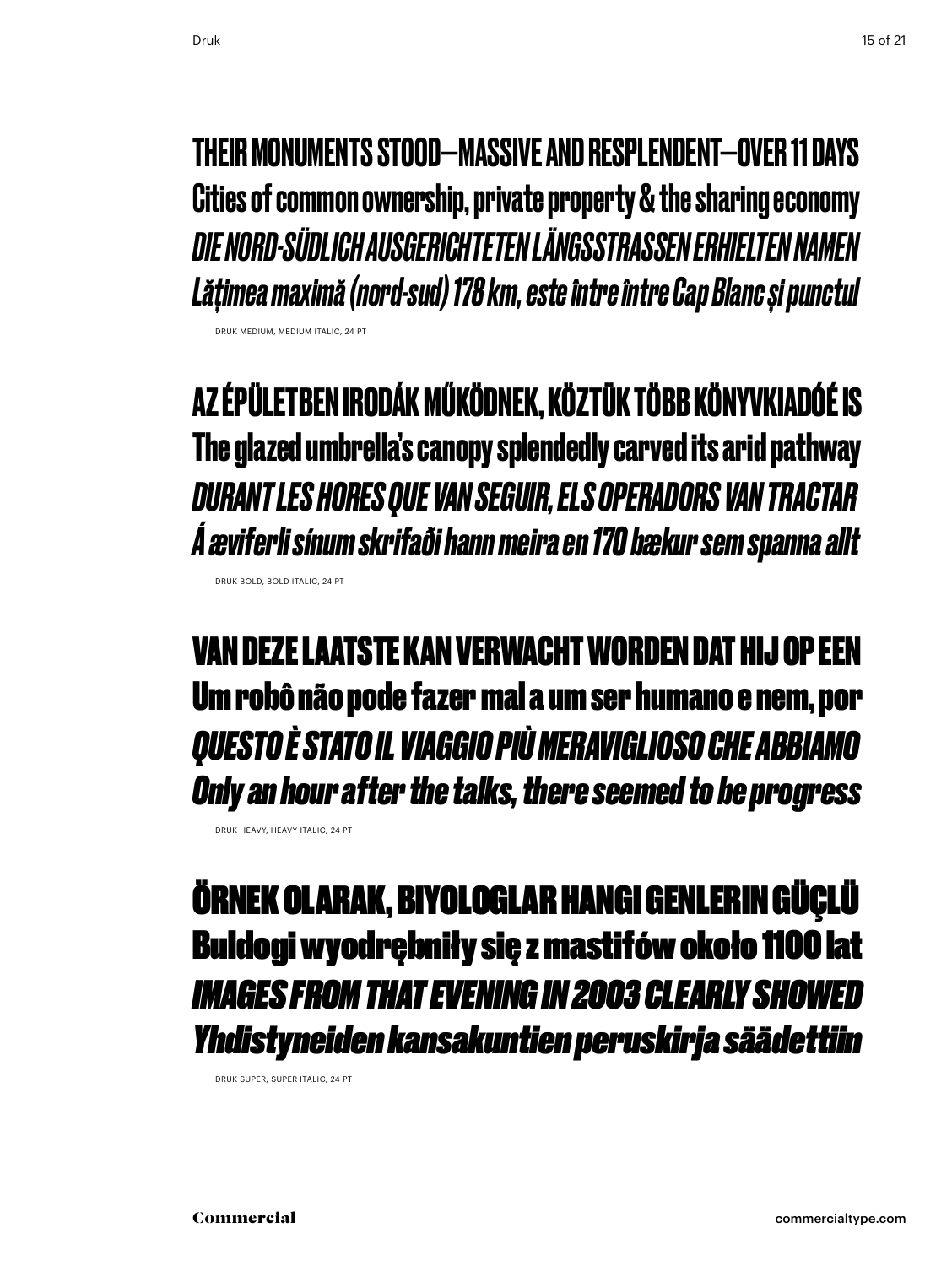THEIR MONUMENTS STOOD—MASSIVE AND RESPLENDENT—OVER 11 DAYS

Cities of common ownership, private property & the sharing economy

*DIE NORD-SÜDLICH AUSGERICHTETEN LÄNGSSTRASSEN ERHIELTEN NAMEN*

*Lățimea maximă (nord-sud) 178 km, este între între Cap Blanc și punctul*

DRUK MEDIUM, MEDIUM ITALIC, 24 PT

**AZ ÉPÜLETBEN IRODÁK MŰKÖDNEK, KÖZTÜK TÖBB KÖNYVKIADÓÉ IS**

**The glazed umbrella's canopy splendedly carved its arid pathway**

***DURANT LES HORES QUE VAN SEGUIR, ELS OPERADORS VAN TRACTAR***

***Á æviferli sínum skrifaði hann meira en 170 bækur sem spanna allt***

DRUK BOLD, BOLD ITALIC, 24 PT

**VAN DEZE LAATSTE KAN VERWACHT WORDEN DAT HIJ OP EEN**

**Um robô não pode fazer mal a um ser humano e nem, por**

***QUESTO È STATO IL VIAGGIO PIÙ MERAVIGLIOSO CHE ABBIAMO***

***Only an hour after the talks, there seemed to be progress***

DRUK HEAVY, HEAVY ITALIC, 24 PT

**ÖRNEK OLARAK, BIYOLOGLAR HANGI GENLERIN GÜÇLÜ**

**Buldogi wyodrębniły się z mastifów około 1100 lat**

***IMAGES FROM THAT EVENING IN 2003 CLEARLY SHOWED***

***Yhdistyneiden kansakuntien peruskirja säädettiin***

DRUK SUPER, SUPER ITALIC, 24 PT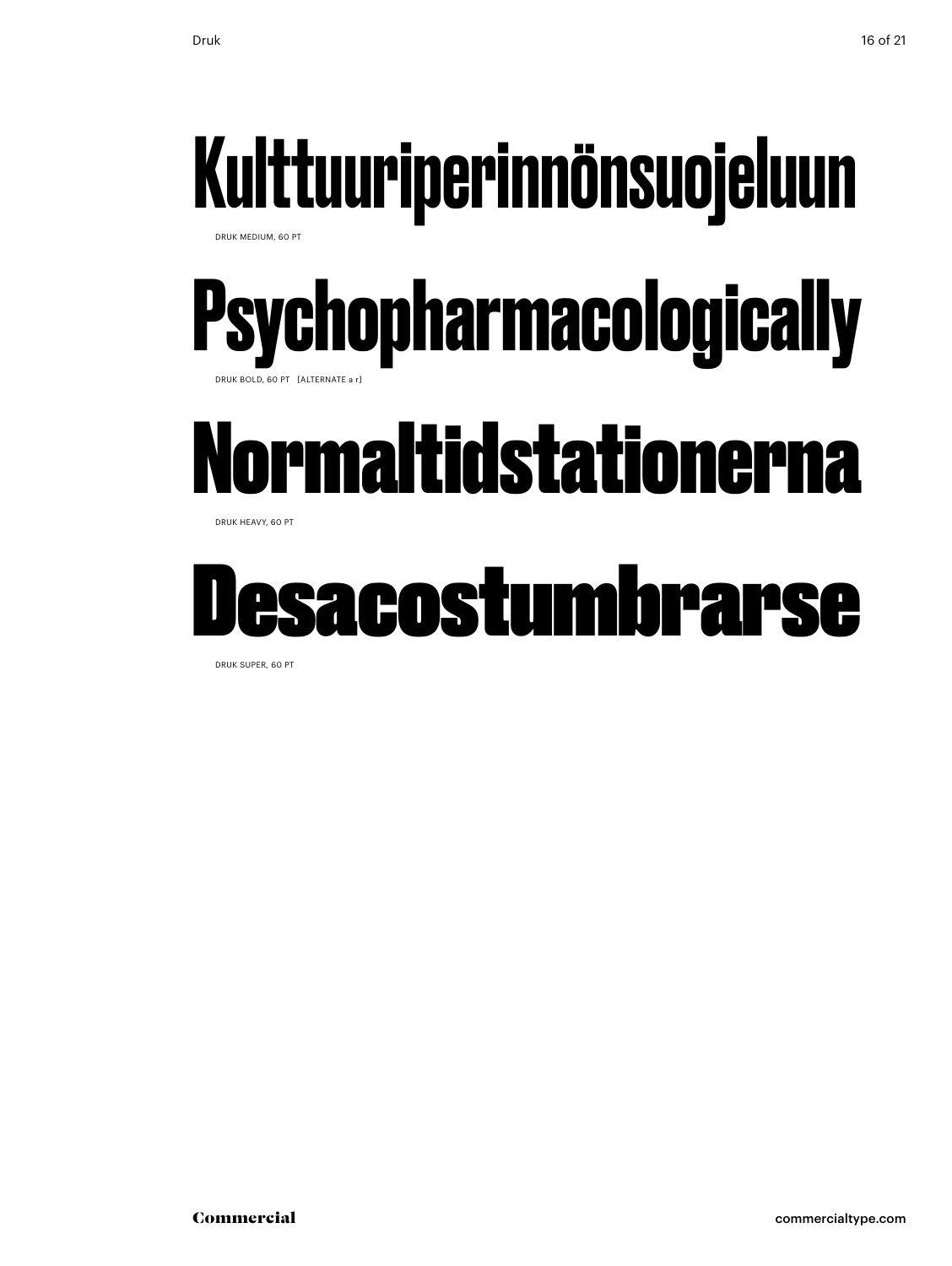# Kulttuuriperinnönsuojeluun

DRUK MEDIUM, 60 PT

# Psychopharmacologically

DRUK BOLD, 60 PT [ALTERNATE a r]

# Normaltidstationerna

DRUK HEAVY, 60 PT

# Desacostumbrarse

DRUK SUPER, 60 PT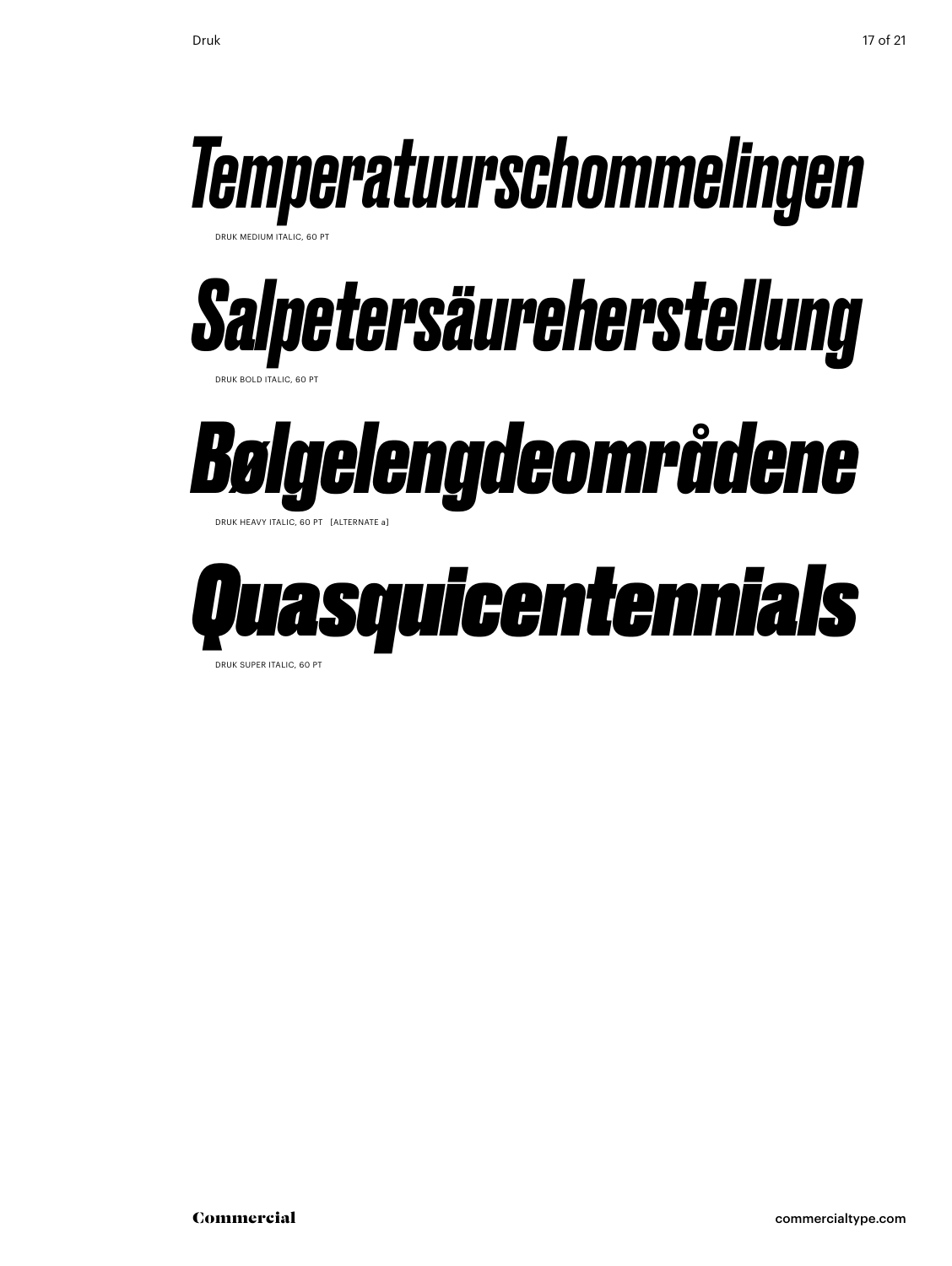# *Temperatuurschommelingen*

DRUK MEDIUM ITALIC, 60 PT

# ***Salpetersäureherstellung***

DRUK BOLD ITALIC, 60 PT

# ***Bølgelengdeområdene***

DRUK HEAVY ITALIC, 60 PT [ALTERNATE a]

# ***Quasquicentennials***

DRUK SUPER ITALIC, 60 PT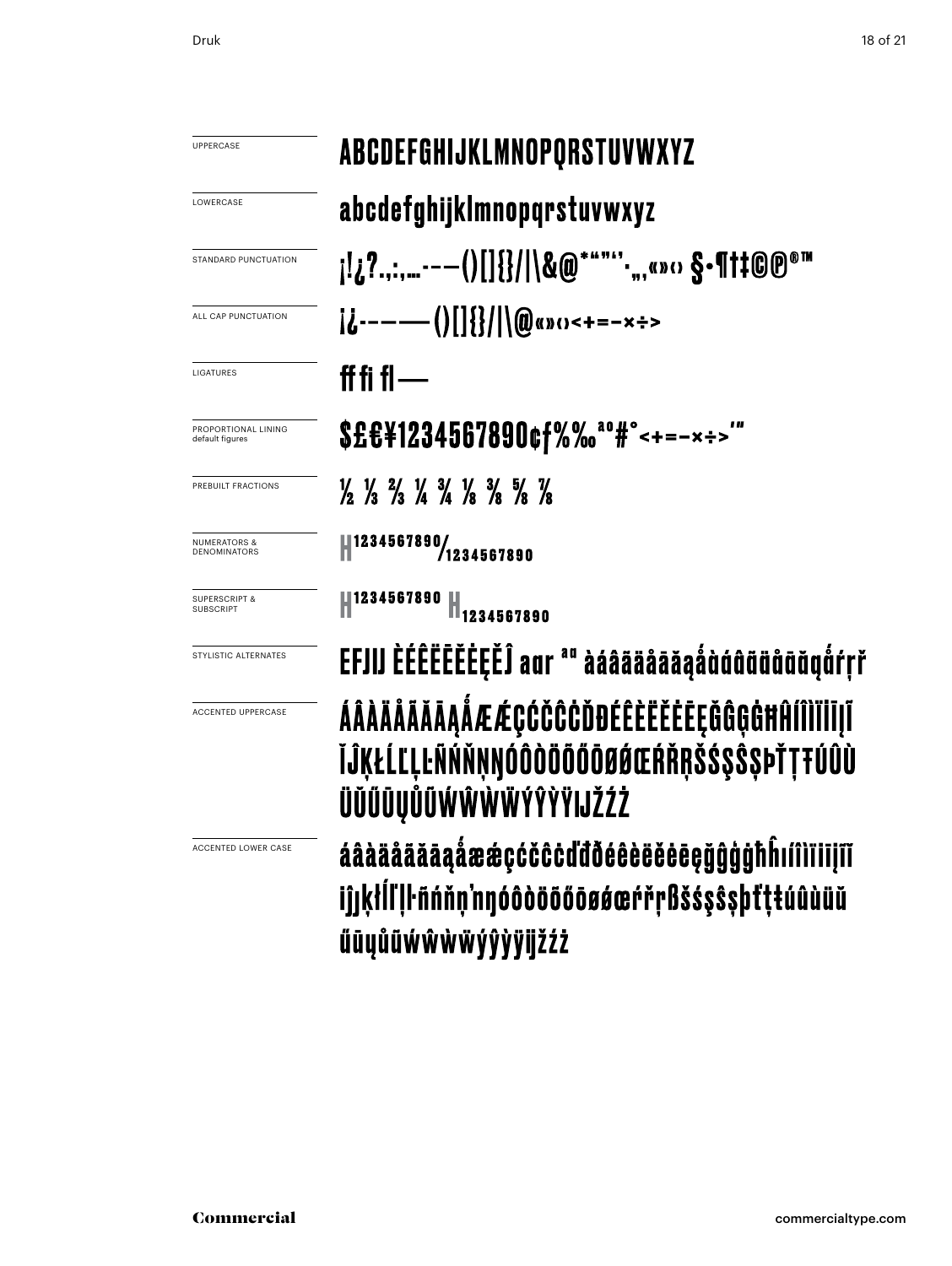| | |
|---|---|
| UPPERCASE | ABCDEFGHIJKLMNOPQRSTUVWXYZ |
| LOWERCASE | abcdefghijklmnopqrstuvwxyz |
| STANDARD PUNCTUATION | ¡!¿?.,:;…-–—()[]{}/\|\&@*"""'''·„‚«»‹› §•¶†‡©℗®™ |
| ALL CAP PUNCTUATION | ¡¿-–—()[]{}/\|\@«»‹›<+=−×÷> |
| LIGATURES | ff fi fl — |
| PROPORTIONAL LINING default figures | $£€¥1234567890¢ƒ%‰ªº#°<+=−×÷>′″ |
| PREBUILT FRACTIONS | ½ ⅓ ⅔ ¼ ¾ ⅛ ⅜ ⅝ ⅞ |
| NUMERATORS & DENOMINATORS | H1234567890/1234567890 |
| SUPERSCRIPT & SUBSCRIPT | H1234567890 H1234567890 |
| STYLISTIC ALTERNATES | EFJIJ ÈÉÊËĒĔĖĘĚĴ aar ªº àáâãäåāăąǻàáâãäåāăąǻŕŗř |
| ACCENTED UPPERCASE | ÁÂÀÄÅÃĂĀĄǺÆǼÇĆČĈĊĎĐÉÊÈËĚĖĒĘĞĜĢĠĦĤÍÎÌÏĪĮĨĬĴĶŁĹĽĻĿÑŃŇŅŊÓÔÒÖÕŐŌØǾŒŔŘŖŠŚŞŜȘÞŤŢŦÚÛÙÜŬŰŪŲŮŨẂŴẀẄÝŶỲŸĲŽŹŻ |
| ACCENTED LOWER CASE | áâàäåãăāąǻæǽçćčĉċďđðéêèëěėēęğĝģġħĥıíîìïīįĩĭĵķłĺľļŀñńňņŉŋóôòöõőōøǿœŕřŗßšśşŝșþťţŧúûùüŭűūųůũẃŵẁẅýŷỳÿĳžźż |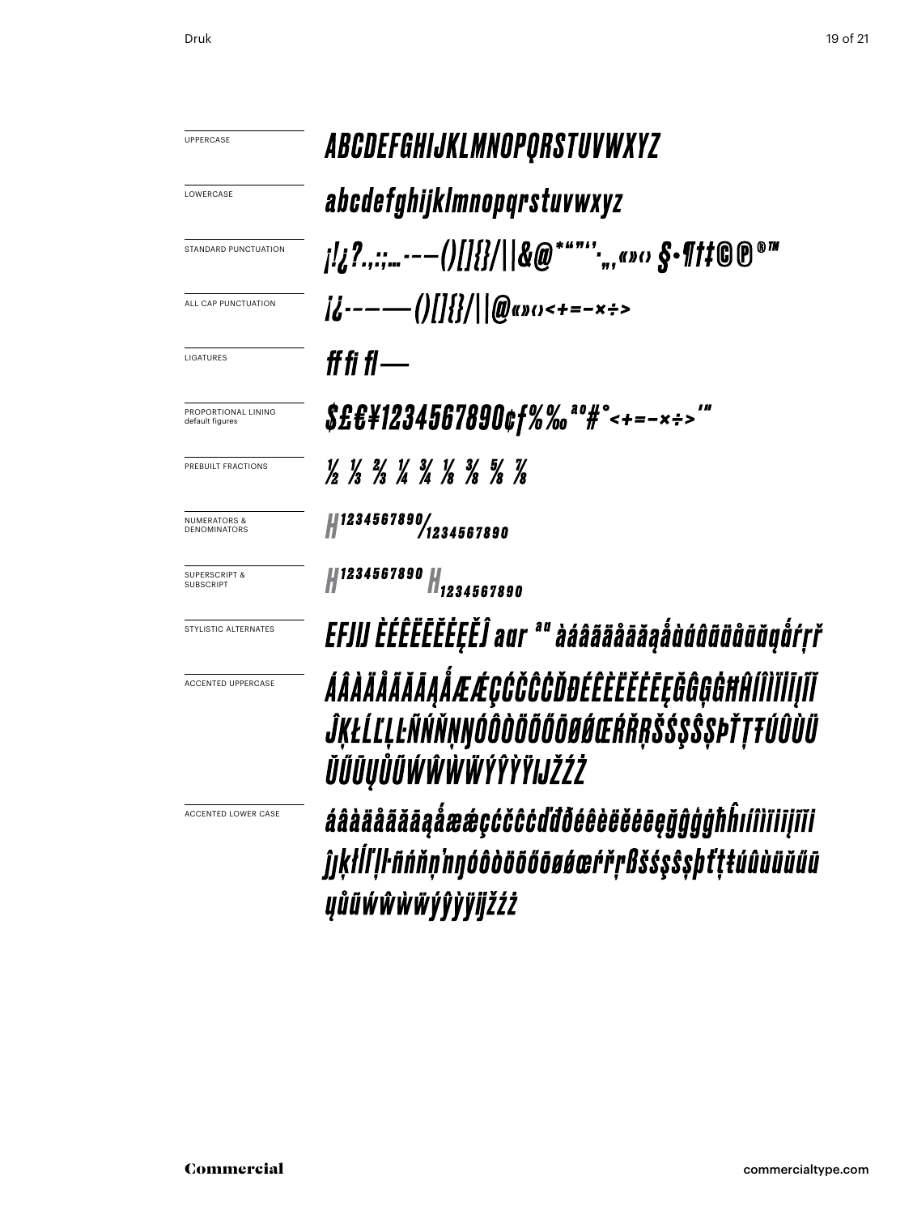| | |
|---|---|
| UPPERCASE | ABCDEFGHIJKLMNOPQRSTUVWXYZ |
| LOWERCASE | abcdefghijklmnopqrstuvwxyz |
| STANDARD PUNCTUATION | ¡!¿?.,:;...-–—()[]{}/\|\\&@*"”‘’·„‚«»‹› §•¶†‡©℗®™ |
| ALL CAP PUNCTUATION | ¡¿-–—()[]{}/\|\\@«»‹›<+=−×÷> |
| LIGATURES | ff fi fl — |
| PROPORTIONAL LINING default figures | $£€¥1234567890¢ƒ%‰ªº#°<+=−×÷>′″ |
| PREBUILT FRACTIONS | ½ ⅓ ⅔ ¼ ¾ ⅛ ⅜ ⅝ ⅞ |
| NUMERATORS & DENOMINATORS | H1234567890/1234567890 |
| SUPERSCRIPT & SUBSCRIPT | H1234567890 H1234567890 |
| STYLISTIC ALTERNATES | EFJIJ ÈÉÊËĒĔĖĘĚĴ aar ªª àáâãäåāăąǻàáâãäåāăąǻŕŗř |
| ACCENTED UPPERCASE | ÁÂÀÄÅÃĂĀĄǺÆǼÇĆČĈĊĎĐÉÊÈËĚĔĖĒĘĞĜĢĠĦĤÍÎÌÏĬĪĮĨĴĶŁĹĽĻĿÑŃŇŅŊÓÔÒÖÕŐŌØǾŒŔŘŖŠŚŞŜȘÞŤŢŦÚÛÙÜŬŰŪŲŮŨẂŴẀẄÝŶỲŸĲŽŹŻ |
| ACCENTED LOWER CASE | áâàäåãăāąǻæǽçćčĉċďđðéêèëěĕėēęğĝģġħĥıíîìïĭīįĩiĵȷķłĺľļŀñńňņŉŋóôòöõőōøǿœŕřŗßšśşŝșþťţŧúûùüŭűūųůũẃŵẁẅýŷỳÿĳžźż |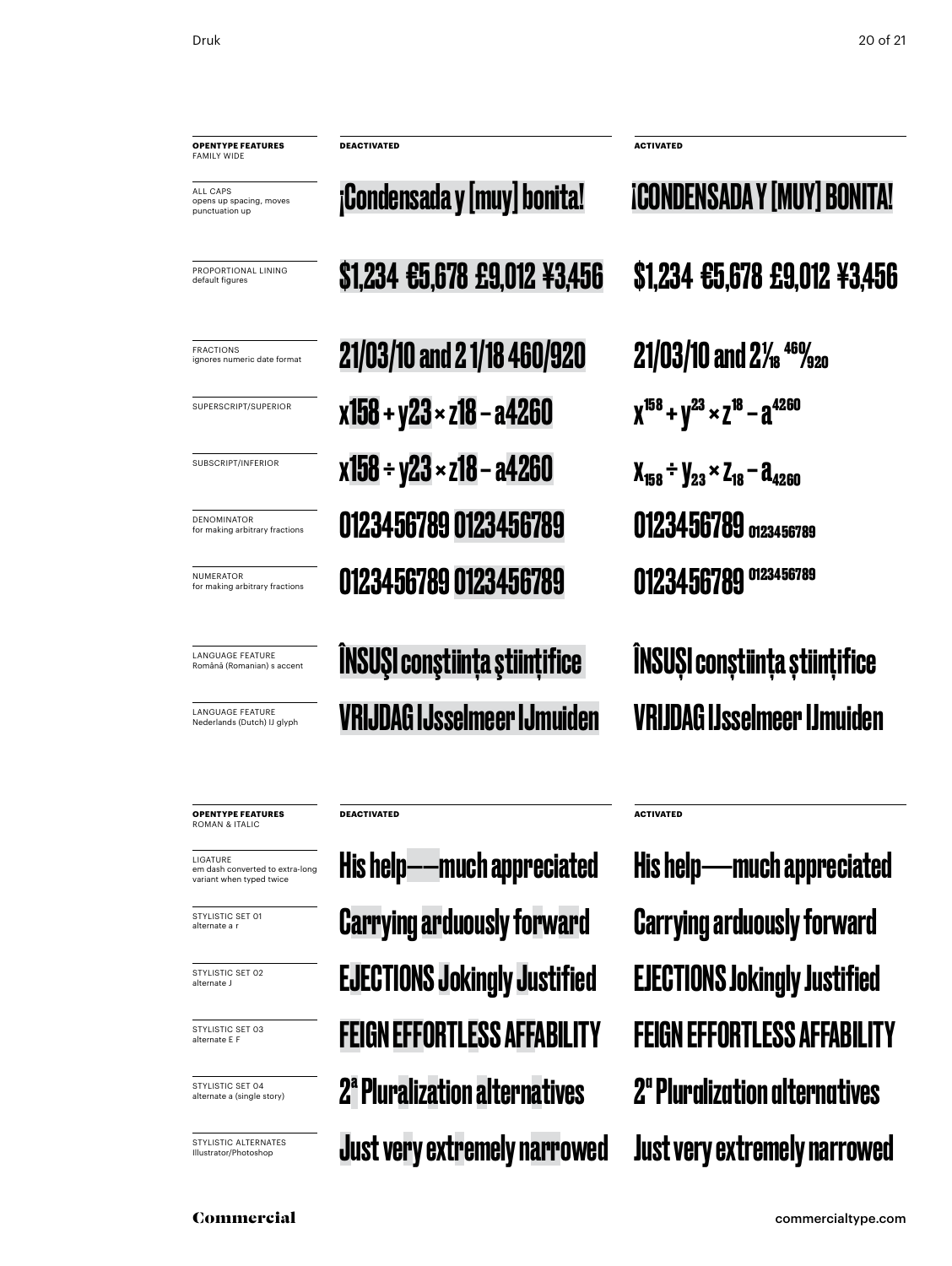| OPENTYPE FEATURES FAMILY WIDE | DEACTIVATED | ACTIVATED |
|---|---|---|
| ALL CAPS opens up spacing, moves punctuation up | ¡Condensada y [muy] bonita! | ¡CONDENSADA Y [MUY] BONITA! |
| PROPORTIONAL LINING default figures | $1,234 €5,678 £9,012 ¥3,456 | $1,234 €5,678 £9,012 ¥3,456 |
| FRACTIONS ignores numeric date format | 21/03/10 and 2 1/18 460/920 | 21/03/10 and 2 1/18 460/920 |
| SUPERSCRIPT/SUPERIOR | x158 + y23 × z18 – a4260 | $x^{158} + y^{23} \times z^{18} - a^{4260}$ |
| SUBSCRIPT/INFERIOR | x158 ÷ y23 × z18 – a4260 | $x_{158} \div y_{23} \times z_{18} - a_{4260}$ |
| DENOMINATOR for making arbitrary fractions | 0123456789 0123456789 | 0123456789 0123456789 |
| NUMERATOR for making arbitrary fractions | 0123456789 0123456789 | 0123456789 0123456789 |
| LANGUAGE FEATURE Română (Romanian) s accent | ÎNSUŞI conştiinţa ştiinţifice | ÎNSUȘI conștiința științifice |
| LANGUAGE FEATURE Nederlands (Dutch) IJ glyph | VRIJDAG IJsselmeer IJmuiden | VRIJDAG IJsselmeer IJmuiden |

| OPENTYPE FEATURES ROMAN & ITALIC | DEACTIVATED | ACTIVATED |
|---|---|---|
| LIGATURE em dash converted to extra-long variant when typed twice | His help——much appreciated | His help——much appreciated |
| STYLISTIC SET 01 alternate a r | Carrying arduously forward | Carrying arduously forward |
| STYLISTIC SET 02 alternate J | EJECTIONS Jokingly Justified | EJECTIONS Jokingly Justified |
| STYLISTIC SET 03 alternate E F | FEIGN EFFORTLESS AFFABILITY | FEIGN EFFORTLESS AFFABILITY |
| STYLISTIC SET 04 alternate a (single story) | 2ª Pluralization alternatives | 2ª Pluralization alternatives |
| STYLISTIC ALTERNATES Illustrator/Photoshop | Just very extremely narrowed | Just very extremely narrowed |

Commercial

commercialtype.com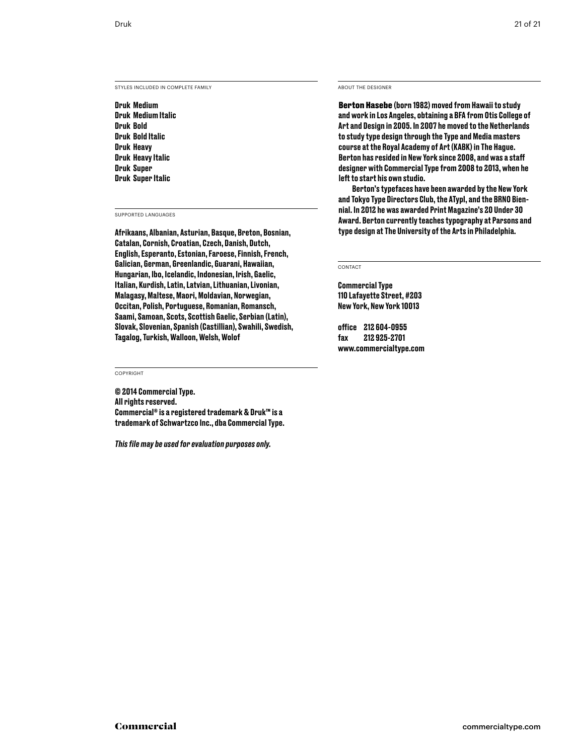STYLES INCLUDED IN COMPLETE FAMILY

Druk Medium
Druk Medium Italic
Druk Bold
Druk Bold Italic
Druk Heavy
Druk Heavy Italic
Druk Super
Druk Super Italic

SUPPORTED LANGUAGES

Afrikaans, Albanian, Asturian, Basque, Breton, Bosnian, Catalan, Cornish, Croatian, Czech, Danish, Dutch, English, Esperanto, Estonian, Faroese, Finnish, French, Galician, German, Greenlandic, Guarani, Hawaiian, Hungarian, Ibo, Icelandic, Indonesian, Irish, Gaelic, Italian, Kurdish, Latin, Latvian, Lithuanian, Livonian, Malagasy, Maltese, Maori, Moldavian, Norwegian, Occitan, Polish, Portuguese, Romanian, Romansch, Saami, Samoan, Scots, Scottish Gaelic, Serbian (Latin), Slovak, Slovenian, Spanish (Castillian), Swahili, Swedish, Tagalog, Turkish, Walloon, Welsh, Wolof

COPYRIGHT

© 2014 Commercial Type.
All rights reserved.
Commercial® is a registered trademark & Druk™ is a trademark of Schwartzco Inc., dba Commercial Type.

*This file may be used for evaluation purposes only.*

ABOUT THE DESIGNER

**Berton Hasebe** (born 1982) moved from Hawaii to study and work in Los Angeles, obtaining a BFA from Otis College of Art and Design in 2005. In 2007 he moved to the Netherlands to study type design through the Type and Media masters course at the Royal Academy of Art (KABK) in The Hague. Berton has resided in New York since 2008, and was a staff designer with Commercial Type from 2008 to 2013, when he left to start his own studio.

Berton's typefaces have been awarded by the New York and Tokyo Type Directors Club, the ATypI, and the BRNO Biennial. In 2012 he was awarded Print Magazine's 20 Under 30 Award. Berton currently teaches typography at Parsons and type design at The University of the Arts in Philadelphia.

CONTACT

Commercial Type
110 Lafayette Street, #203
New York, New York 10013

office 212 604-0955
fax 212 925-2701
www.commercialtype.com